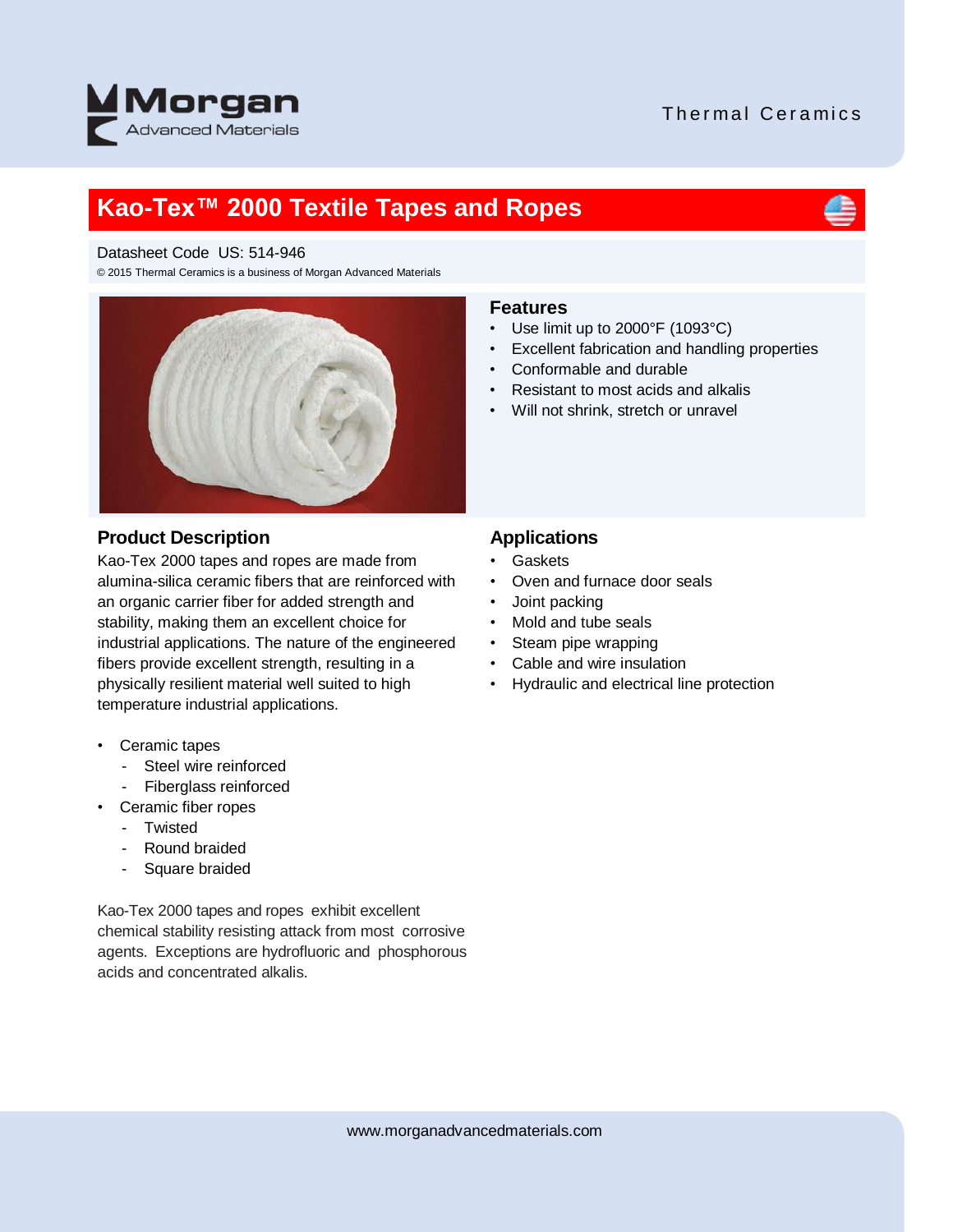Morgan Advanced Materials

Thermal Ceramics

# Kao-Tex™ 2000 Textile Tapes and Ropes

Datasheet Code US: 514-946

© 2015 Thermal Ceramics is a business of Morgan Advanced Materials

## Features

- Use limit up to 2000°F (1093°C)
- Excellent fabrication and handling properties
- Conformable and durable
- Resistant to most acids and alkalis
- Will not shrink, stretch or unravel

## Product Description

Kao-Tex 2000 tapes and ropes are made from alumina-silica ceramic fibers that are reinforced with an organic carrier fiber for added strength and stability, making them an excellent choice for industrial applications. The nature of the engineered fibers provide excellent strength, resulting in a physically resilient material well suited to high temperature industrial applications.

- Ceramic tapes
  - Steel wire reinforced
  - Fiberglass reinforced
- Ceramic fiber ropes
  - Twisted
  - Round braided
  - Square braided

Kao-Tex 2000 tapes and ropes exhibit excellent chemical stability resisting attack from most corrosive agents. Exceptions are hydrofluoric and phosphorous acids and concentrated alkalis.

## Applications

- Gaskets
- Oven and furnace door seals
- Joint packing
- Mold and tube seals
- Steam pipe wrapping
- Cable and wire insulation
- Hydraulic and electrical line protection

www.morganadvancedmaterials.com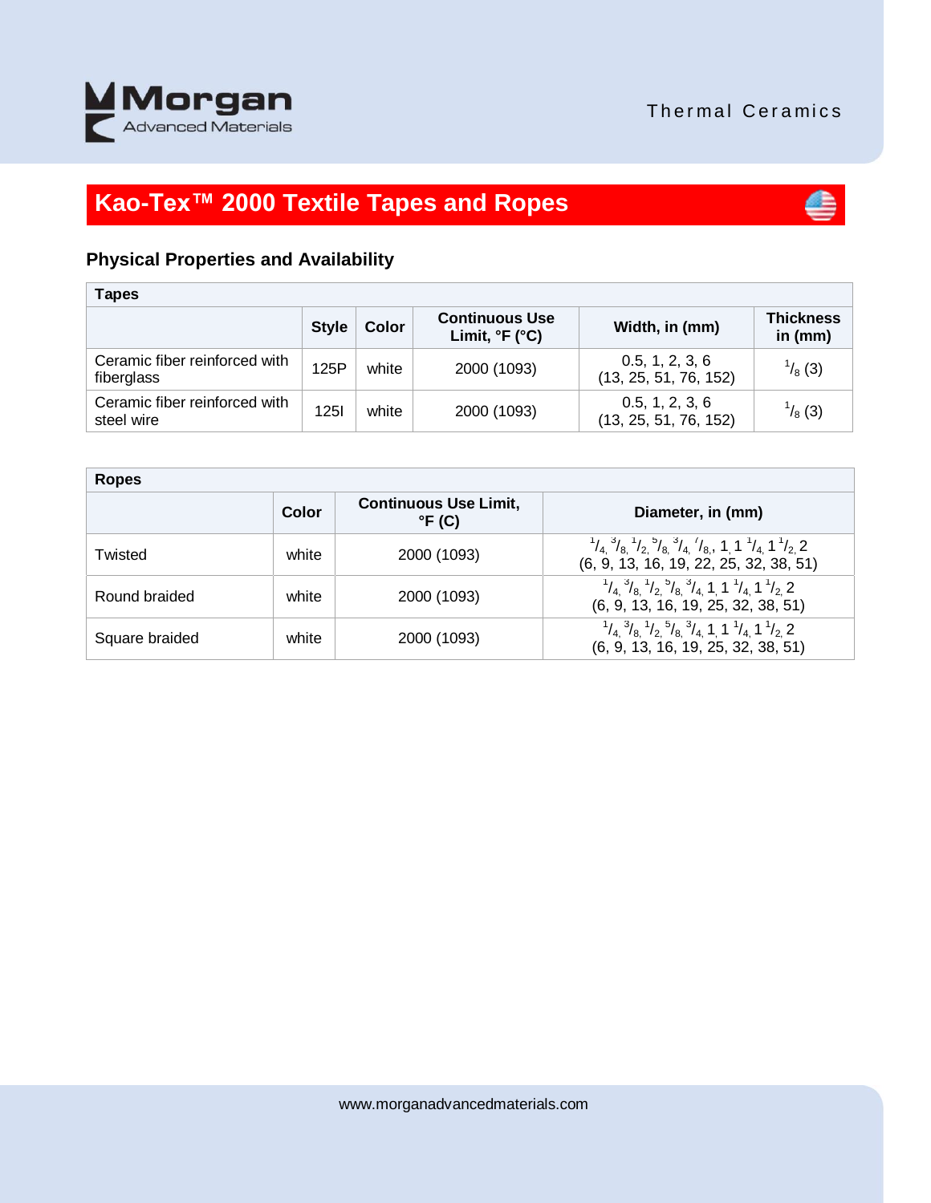Thermal Ceramics

# Kao-Tex™ 2000 Textile Tapes and Ropes

## Physical Properties and Availability

| Tapes | | | | | |
|---|---|---|---|---|---|
| | **Style** | **Color** | **Continuous Use Limit, °F (°C)** | **Width, in (mm)** | **Thickness in (mm)** |
| Ceramic fiber reinforced with fiberglass | 125P | white | 2000 (1093) | 0.5, 1, 2, 3, 6 (13, 25, 51, 76, 152) | 1/8 (3) |
| Ceramic fiber reinforced with steel wire | 125I | white | 2000 (1093) | 0.5, 1, 2, 3, 6 (13, 25, 51, 76, 152) | 1/8 (3) |

| Ropes | | | |
|---|---|---|---|
| | **Color** | **Continuous Use Limit, °F (C)** | **Diameter, in (mm)** |
| Twisted | white | 2000 (1093) | 1/4, 3/8, 1/2, 5/8, 3/4, 7/8, 1, 1 1/4, 1 1/2, 2 (6, 9, 13, 16, 19, 22, 25, 32, 38, 51) |
| Round braided | white | 2000 (1093) | 1/4, 3/8, 1/2, 5/8, 3/4, 1, 1 1/4, 1 1/2, 2 (6, 9, 13, 16, 19, 25, 32, 38, 51) |
| Square braided | white | 2000 (1093) | 1/4, 3/8, 1/2, 5/8, 3/4, 1, 1 1/4, 1 1/2, 2 (6, 9, 13, 16, 19, 25, 32, 38, 51) |

www.morganadvancedmaterials.com